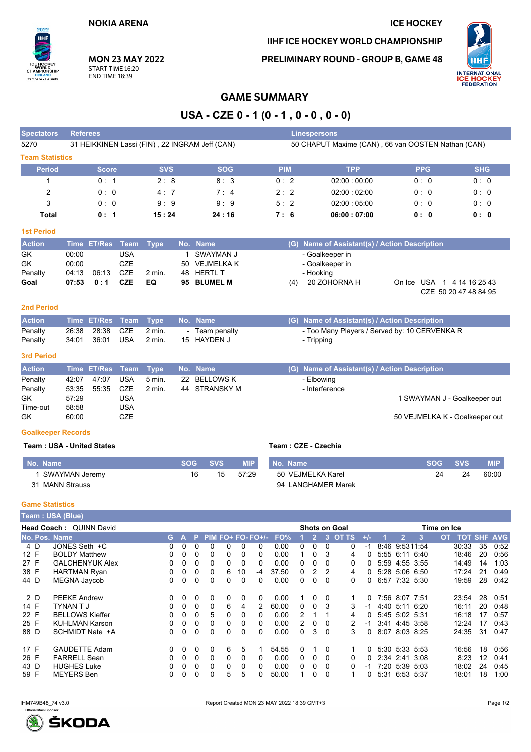NOKIA ARENA

ICE HOCKEY

IIHF ICE HOCKEY WORLD CHAMPIONSHIP

PRELIMINARY ROUND - GROUP B, GAME 48

MON 23 MAY 2022
START TIME 16:20
END TIME 18:39

# GAME SUMMARY

## USA - CZE 0 - 1 (0 - 1 , 0 - 0 , 0 - 0)

| Spectators | Referees | Linespersons |
|---|---|---|
| 5270 | 31 HEIKKINEN Lassi (FIN) , 22 INGRAM Jeff (CAN) | 50 CHAPUT Maxime (CAN) , 66 van OOSTEN Nathan (CAN) |

### Team Statistics

| Period | Score | SVS | SOG | PIM | TPP | PPG | SHG |
|---|---|---|---|---|---|---|---|
| 1 | 0 : 1 | 2 : 8 | 8 : 3 | 0 : 2 | 02:00 : 00:00 | 0 : 0 | 0 : 0 |
| 2 | 0 : 0 | 4 : 7 | 7 : 4 | 2 : 2 | 02:00 : 02:00 | 0 : 0 | 0 : 0 |
| 3 | 0 : 0 | 9 : 9 | 9 : 9 | 5 : 2 | 02:00 : 05:00 | 0 : 0 | 0 : 0 |
| **Total** | **0 : 1** | **15 : 24** | **24 : 16** | **7 : 6** | **06:00 : 07:00** | **0 : 0** | **0 : 0** |

### 1st Period

| Action | Time | ET/Res | Team | Type | No. | Name | (G) | Name of Assistant(s) / Action Description |
|---|---|---|---|---|---|---|---|---|
| GK | 00:00 | | USA | | 1 | SWAYMAN J | | - Goalkeeper in |
| GK | 00:00 | | CZE | | 50 | VEJMELKA K | | - Goalkeeper in |
| Penalty | 04:13 | 06:13 | CZE | 2 min. | 48 | HERTL T | | - Hooking |
| **Goal** | **07:53** | **0 : 1** | **CZE** | **EQ** | **95** | **BLUMEL M** | (4) | 20 ZOHORNA H — On Ice USA 1 4 14 16 25 43; CZE 50 20 47 48 84 95 |

### 2nd Period

| Action | Time | ET/Res | Team | Type | No. | Name | (G) | Name of Assistant(s) / Action Description |
|---|---|---|---|---|---|---|---|---|
| Penalty | 26:38 | 28:38 | CZE | 2 min. | - | Team penalty | | - Too Many Players / Served by: 10 CERVENKA R |
| Penalty | 34:01 | 36:01 | USA | 2 min. | 15 | HAYDEN J | | - Tripping |

### 3rd Period

| Action | Time | ET/Res | Team | Type | No. | Name | (G) | Name of Assistant(s) / Action Description |
|---|---|---|---|---|---|---|---|---|
| Penalty | 42:07 | 47:07 | USA | 5 min. | 22 | BELLOWS K | | - Elbowing |
| Penalty | 53:35 | 55:35 | CZE | 2 min. | 44 | STRANSKY M | | - Interference |
| GK | 57:29 | | USA | | | | | 1 SWAYMAN J - Goalkeeper out |
| Time-out | 58:58 | | USA | | | | | |
| GK | 60:00 | | CZE | | | | | 50 VEJMELKA K - Goalkeeper out |

### Goalkeeper Records

**Team : USA - United States**

| No. | Name | SOG | SVS | MIP |
|---|---|---|---|---|
| 1 | SWAYMAN Jeremy | 16 | 15 | 57:29 |
| 31 | MANN Strauss | | | |

**Team : CZE - Czechia**

| No. | Name | SOG | SVS | MIP |
|---|---|---|---|---|
| 50 | VEJMELKA Karel | 24 | 24 | 60:00 |
| 94 | LANGHAMER Marek | | | |

### Game Statistics

**Team : USA (Blue)**

**Head Coach :** QUINN David

| No. | Pos. | Name | G | A | P | PIM | FO+ | FO- | FO+/- | FO% | SOG 1 | SOG 2 | SOG 3 | SOG OT | SOG TS | +/- | TOI 1 | TOI 2 | TOI 3 | TOI OT | TOT | SHF | AVG |
|---|---|---|---|---|---|---|---|---|---|---|---|---|---|---|---|---|---|---|---|---|---|---|---|
| 4 | D | JONES Seth +C | 0 | 0 | 0 | 0 | 0 | 0 | 0 | 0.00 | 0 | 0 | 0 | | 0 | -1 | 8:46 | 9:53 | 11:54 | | 30:33 | 35 | 0:52 |
| 12 | F | BOLDY Matthew | 0 | 0 | 0 | 0 | 0 | 0 | 0 | 0.00 | 1 | 0 | 3 | | 4 | 0 | 5:55 | 6:11 | 6:40 | | 18:46 | 20 | 0:56 |
| 27 | F | GALCHENYUK Alex | 0 | 0 | 0 | 0 | 0 | 0 | 0 | 0.00 | 0 | 0 | 0 | | 0 | 0 | 5:59 | 4:55 | 3:55 | | 14:49 | 14 | 1:03 |
| 38 | F | HARTMAN Ryan | 0 | 0 | 0 | 0 | 6 | 10 | -4 | 37.50 | 0 | 2 | 2 | | 4 | 0 | 5:28 | 5:06 | 6:50 | | 17:24 | 21 | 0:49 |
| 44 | D | MEGNA Jaycob | 0 | 0 | 0 | 0 | 0 | 0 | 0 | 0.00 | 0 | 0 | 0 | | 0 | 0 | 6:57 | 7:32 | 5:30 | | 19:59 | 28 | 0:42 |
| 2 | D | PEEKE Andrew | 0 | 0 | 0 | 0 | 0 | 0 | 0 | 0.00 | 1 | 0 | 0 | | 1 | 0 | 7:56 | 8:07 | 7:51 | | 23:54 | 28 | 0:51 |
| 14 | F | TYNAN T J | 0 | 0 | 0 | 0 | 6 | 4 | 2 | 60.00 | 0 | 0 | 3 | | 3 | -1 | 4:40 | 5:11 | 6:20 | | 16:11 | 20 | 0:48 |
| 22 | F | BELLOWS Kieffer | 0 | 0 | 0 | 5 | 0 | 0 | 0 | 0.00 | 2 | 1 | 1 | | 4 | 0 | 5:45 | 5:02 | 5:31 | | 16:18 | 17 | 0:57 |
| 25 | F | KUHLMAN Karson | 0 | 0 | 0 | 0 | 0 | 0 | 0 | 0.00 | 2 | 0 | 0 | | 2 | -1 | 3:41 | 4:45 | 3:58 | | 12:24 | 17 | 0:43 |
| 88 | D | SCHMIDT Nate +A | 0 | 0 | 0 | 0 | 0 | 0 | 0 | 0.00 | 0 | 3 | 0 | | 3 | 0 | 8:07 | 8:03 | 8:25 | | 24:35 | 31 | 0:47 |
| 17 | F | GAUDETTE Adam | 0 | 0 | 0 | 0 | 6 | 5 | 1 | 54.55 | 0 | 1 | 0 | | 1 | 0 | 5:30 | 5:33 | 5:53 | | 16:56 | 18 | 0:56 |
| 26 | F | FARRELL Sean | 0 | 0 | 0 | 0 | 0 | 0 | 0 | 0.00 | 0 | 0 | 0 | | 0 | 0 | 2:34 | 2:41 | 3:08 | | 8:23 | 12 | 0:41 |
| 43 | D | HUGHES Luke | 0 | 0 | 0 | 0 | 0 | 0 | 0 | 0.00 | 0 | 0 | 0 | | 0 | -1 | 7:20 | 5:39 | 5:03 | | 18:02 | 24 | 0:45 |
| 59 | F | MEYERS Ben | 0 | 0 | 0 | 0 | 5 | 5 | 0 | 50.00 | 1 | 0 | 0 | | 1 | 0 | 5:31 | 6:53 | 5:37 | | 18:01 | 18 | 1:00 |

IHM749B48_74 v3.0 — Report Created MON 23 MAY 2022 18:39 GMT+3

Official Main Sponsor ŠKODA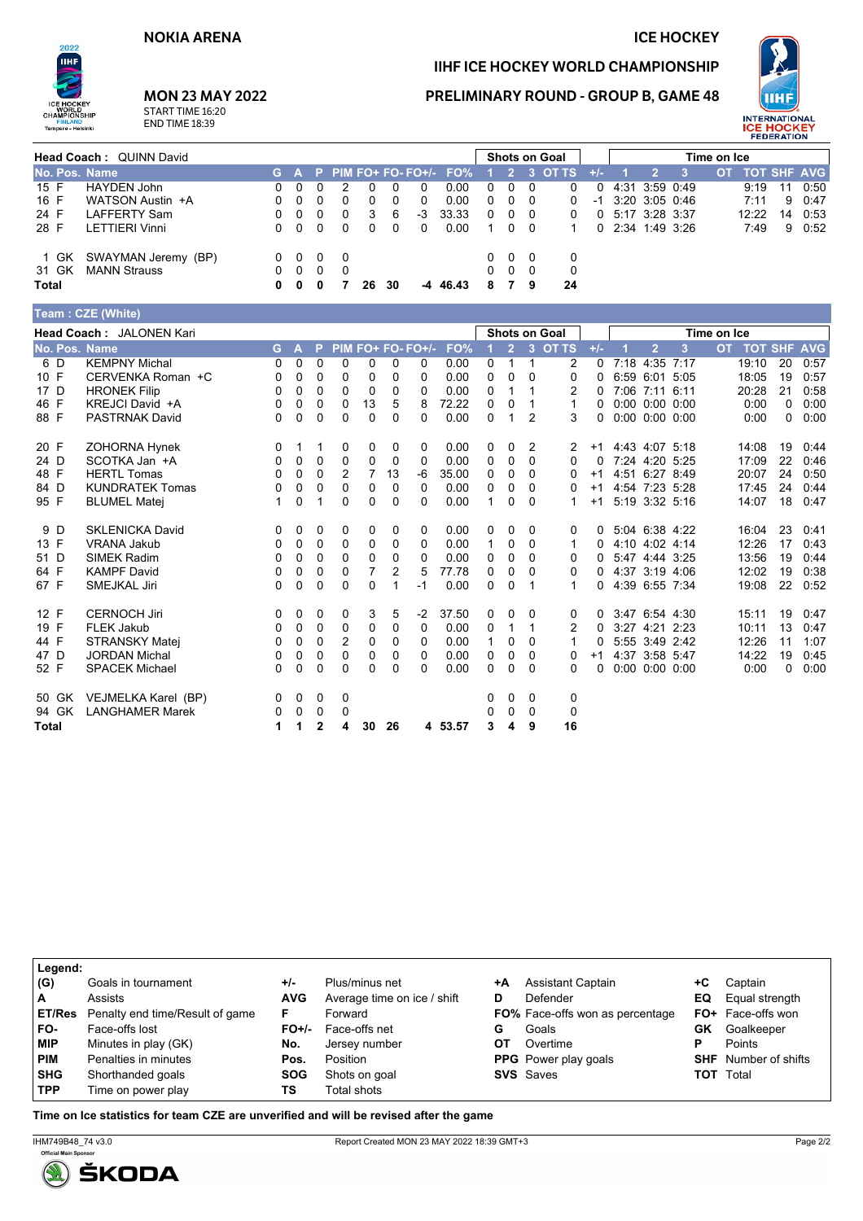NOKIA ARENA

ICE HOCKEY

# IIHF ICE HOCKEY WORLD CHAMPIONSHIP

## PRELIMINARY ROUND - GROUP B, GAME 48

**MON 23 MAY 2022**
START TIME 16:20
END TIME 18:39

**Head Coach : QUINN David**

| No. | Pos. | Name | G | A | P | PIM | FO+ | FO- | FO+/- | FO% | SOG 1 | SOG 2 | SOG 3 | SOG OT | TS | +/- | TOI 1 | TOI 2 | TOI 3 | TOI OT | TOT | SHF | AVG |
|---|---|---|---|---|---|---|---|---|---|---|---|---|---|---|---|---|---|---|---|---|---|---|---|
| 15 | F | HAYDEN John | 0 | 0 | 0 | 2 | 0 | 0 | 0 | 0.00 | 0 | 0 | 0 | | 0 | 0 | 4:31 | 3:59 | 0:49 | | 9:19 | 11 | 0:50 |
| 16 | F | WATSON Austin +A | 0 | 0 | 0 | 0 | 0 | 0 | 0 | 0.00 | 0 | 0 | 0 | | 0 | -1 | 3:20 | 3:05 | 0:46 | | 7:11 | 9 | 0:47 |
| 24 | F | LAFFERTY Sam | 0 | 0 | 0 | 0 | 3 | 6 | -3 | 33.33 | 0 | 0 | 0 | | 0 | 0 | 5:17 | 3:28 | 3:37 | | 12:22 | 14 | 0:53 |
| 28 | F | LETTIERI Vinni | 0 | 0 | 0 | 0 | 0 | 0 | 0 | 0.00 | 1 | 0 | 0 | | 1 | 0 | 2:34 | 1:49 | 3:26 | | 7:49 | 9 | 0:52 |
| 1 | GK | SWAYMAN Jeremy (BP) | 0 | 0 | 0 | 0 | | | | | 0 | 0 | 0 | | 0 | | | | | | | | |
| 31 | GK | MANN Strauss | 0 | 0 | 0 | 0 | | | | | 0 | 0 | 0 | | 0 | | | | | | | | |
| **Total** | | | **0** | **0** | **0** | **7** | **26** | **30** | **-4** | **46.43** | **8** | **7** | **9** | | **24** | | | | | | | | |

**Team : CZE (White)**

**Head Coach : JALONEN Kari**

| No. | Pos. | Name | G | A | P | PIM | FO+ | FO- | FO+/- | FO% | SOG 1 | SOG 2 | SOG 3 | SOG OT | TS | +/- | TOI 1 | TOI 2 | TOI 3 | TOI OT | TOT | SHF | AVG |
|---|---|---|---|---|---|---|---|---|---|---|---|---|---|---|---|---|---|---|---|---|---|---|---|
| 6 | D | KEMPNY Michal | 0 | 0 | 0 | 0 | 0 | 0 | 0 | 0.00 | 0 | 1 | 1 | | 2 | 0 | 7:18 | 4:35 | 7:17 | | 19:10 | 20 | 0:57 |
| 10 | F | CERVENKA Roman +C | 0 | 0 | 0 | 0 | 0 | 0 | 0 | 0.00 | 0 | 0 | 0 | | 0 | 0 | 6:59 | 6:01 | 5:05 | | 18:05 | 19 | 0:57 |
| 17 | D | HRONEK Filip | 0 | 0 | 0 | 0 | 0 | 0 | 0 | 0.00 | 0 | 1 | 1 | | 2 | 0 | 7:06 | 7:11 | 6:11 | | 20:28 | 21 | 0:58 |
| 46 | F | KREJCI David +A | 0 | 0 | 0 | 0 | 13 | 5 | 8 | 72.22 | 0 | 0 | 1 | | 1 | 0 | 0:00 | 0:00 | 0:00 | | 0:00 | 0 | 0:00 |
| 88 | F | PASTRNAK David | 0 | 0 | 0 | 0 | 0 | 0 | 0 | 0.00 | 0 | 1 | 2 | | 3 | 0 | 0:00 | 0:00 | 0:00 | | 0:00 | 0 | 0:00 |
| 20 | F | ZOHORNA Hynek | 0 | 1 | 1 | 0 | 0 | 0 | 0 | 0.00 | 0 | 0 | 2 | | 2 | +1 | 4:43 | 4:07 | 5:18 | | 14:08 | 19 | 0:44 |
| 24 | D | SCOTKA Jan +A | 0 | 0 | 0 | 0 | 0 | 0 | 0 | 0.00 | 0 | 0 | 0 | | 0 | 0 | 7:24 | 4:20 | 5:25 | | 17:09 | 22 | 0:46 |
| 48 | F | HERTL Tomas | 0 | 0 | 0 | 2 | 7 | 13 | -6 | 35.00 | 0 | 0 | 0 | | 0 | +1 | 4:51 | 6:27 | 8:49 | | 20:07 | 24 | 0:50 |
| 84 | D | KUNDRATEK Tomas | 0 | 0 | 0 | 0 | 0 | 0 | 0 | 0.00 | 0 | 0 | 0 | | 0 | +1 | 4:54 | 7:23 | 5:28 | | 17:45 | 24 | 0:44 |
| 95 | F | BLUMEL Matej | 1 | 0 | 1 | 0 | 0 | 0 | 0 | 0.00 | 1 | 0 | 0 | | 1 | +1 | 5:19 | 3:32 | 5:16 | | 14:07 | 18 | 0:47 |
| 9 | D | SKLENICKA David | 0 | 0 | 0 | 0 | 0 | 0 | 0 | 0.00 | 0 | 0 | 0 | | 0 | 0 | 5:04 | 6:38 | 4:22 | | 16:04 | 23 | 0:41 |
| 13 | F | VRANA Jakub | 0 | 0 | 0 | 0 | 0 | 0 | 0 | 0.00 | 1 | 0 | 0 | | 1 | 0 | 4:10 | 4:02 | 4:14 | | 12:26 | 17 | 0:43 |
| 51 | D | SIMEK Radim | 0 | 0 | 0 | 0 | 0 | 0 | 0 | 0.00 | 0 | 0 | 0 | | 0 | 0 | 5:47 | 4:44 | 3:25 | | 13:56 | 19 | 0:44 |
| 64 | F | KAMPF David | 0 | 0 | 0 | 0 | 7 | 2 | 5 | 77.78 | 0 | 0 | 0 | | 0 | 0 | 4:37 | 3:19 | 4:06 | | 12:02 | 19 | 0:38 |
| 67 | F | SMEJKAL Jiri | 0 | 0 | 0 | 0 | 0 | 1 | -1 | 0.00 | 0 | 0 | 1 | | 1 | 0 | 4:39 | 6:55 | 7:34 | | 19:08 | 22 | 0:52 |
| 12 | F | CERNOCH Jiri | 0 | 0 | 0 | 0 | 3 | 5 | -2 | 37.50 | 0 | 0 | 0 | | 0 | 0 | 3:47 | 6:54 | 4:30 | | 15:11 | 19 | 0:47 |
| 19 | F | FLEK Jakub | 0 | 0 | 0 | 0 | 0 | 0 | 0 | 0.00 | 0 | 1 | 1 | | 2 | 0 | 3:27 | 4:21 | 2:23 | | 10:11 | 13 | 0:47 |
| 44 | F | STRANSKY Matej | 0 | 0 | 0 | 2 | 0 | 0 | 0 | 0.00 | 1 | 0 | 0 | | 1 | 0 | 5:55 | 3:49 | 2:42 | | 12:26 | 11 | 1:07 |
| 47 | D | JORDAN Michal | 0 | 0 | 0 | 0 | 0 | 0 | 0 | 0.00 | 0 | 0 | 0 | | 0 | +1 | 4:37 | 3:58 | 5:47 | | 14:22 | 19 | 0:45 |
| 52 | F | SPACEK Michael | 0 | 0 | 0 | 0 | 0 | 0 | 0 | 0.00 | 0 | 0 | 0 | | 0 | 0 | 0:00 | 0:00 | 0:00 | | 0:00 | 0 | 0:00 |
| 50 | GK | VEJMELKA Karel (BP) | 0 | 0 | 0 | 0 | | | | | 0 | 0 | 0 | | 0 | | | | | | | | |
| 94 | GK | LANGHAMER Marek | 0 | 0 | 0 | 0 | | | | | 0 | 0 | 0 | | 0 | | | | | | | | |
| **Total** | | | **1** | **1** | **2** | **4** | **30** | **26** | **4** | **53.57** | **3** | **4** | **9** | | **16** | | | | | | | | |

**Legend:**

| | | | | | | | |
|---|---|---|---|---|---|---|---|
| (G) | Goals in tournament | +/- | Plus/minus net | +A | Assistant Captain | +C | Captain |
| A | Assists | AVG | Average time on ice / shift | D | Defender | EQ | Equal strength |
| ET/Res | Penalty end time/Result of game | F | Forward | FO% | Face-offs won as percentage | FO+ | Face-offs won |
| FO- | Face-offs lost | FO+/- | Face-offs net | G | Goals | GK | Goalkeeper |
| MIP | Minutes in play (GK) | No. | Jersey number | OT | Overtime | P | Points |
| PIM | Penalties in minutes | Pos. | Position | PPG | Power play goals | SHF | Number of shifts |
| SHG | Shorthanded goals | SOG | Shots on goal | SVS | Saves | TOT | Total |
| TPP | Time on power play | TS | Total shots | | | | |

**Time on Ice statistics for team CZE are unverified and will be revised after the game**

IHM749B48_74 v3.0 Report Created MON 23 MAY 2022 18:39 GMT+3

Official Main Sponsor ŠKODA